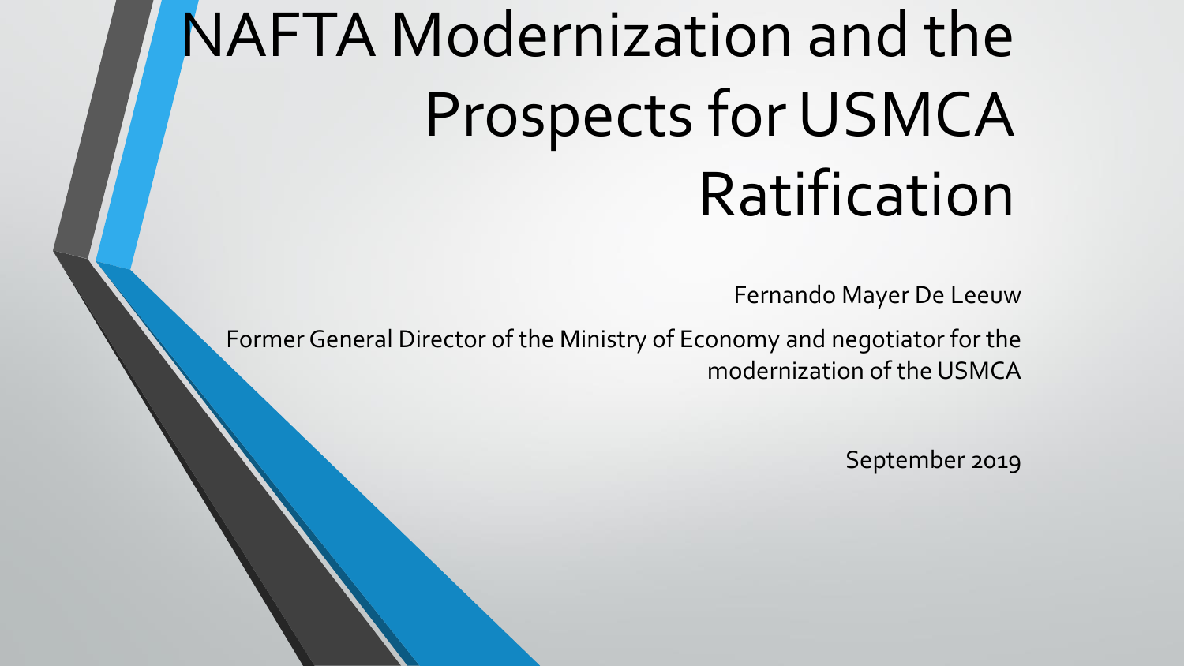# NAFTA Modernization and the Prospects for USMCA Ratification

Fernando Mayer De Leeuw

Former General Director of the Ministry of Economy and negotiator for the modernization of the USMCA

September 2019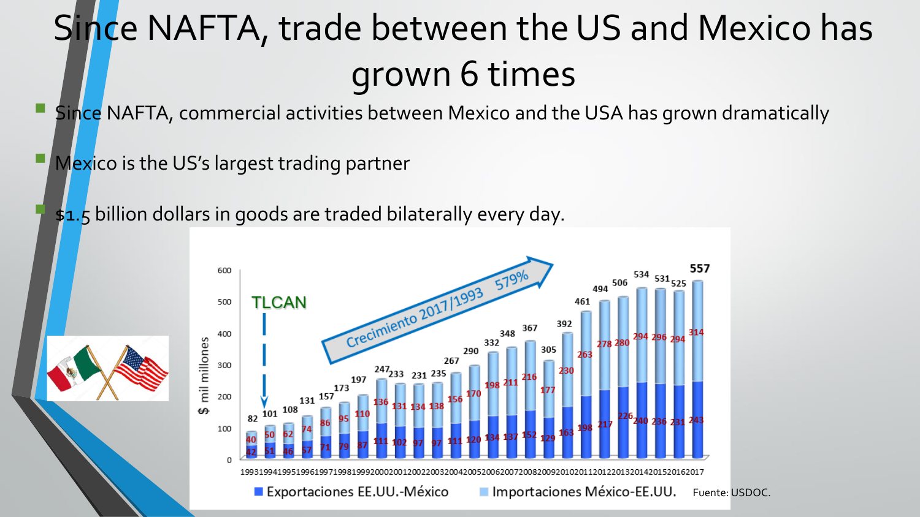# Since NAFTA, trade between the US and Mexico has grown 6 times

- Since NAFTA, commercial activities between Mexico and the USA has grown dramatically
- Mexico is the US's largest trading partner
- $1.5 billion dollars in goods are traded bilaterally every day.

| Año | Exportaciones EE.UU.-México | Importaciones México-EE.UU. | Total |
|---|---|---|---|
| 1993 | 42 | 40 | 82 |
| 1994 | 51 | 50 | 101 |
| 1995 | 46 | 62 | 108 |
| 1996 | 57 | 74 | 131 |
| 1997 | 71 | 86 | 157 |
| 1998 | 79 | 95 | 173 |
| 1999 | 87 | 110 | 197 |
| 2000 | 111 | 136 | 247 |
| 2001 | 102 | 131 | 233 |
| 2002 | 97 | 134 | 231 |
| 2003 | 97 | 138 | 235 |
| 2004 | 111 | 156 | 267 |
| 2005 | 120 | 170 | 290 |
| 2006 | 134 | 198 | 332 |
| 2007 | 137 | 211 | 348 |
| 2008 | 152 | 216 | 367 |
| 2009 | 129 | 177 | 305 |
| 2010 | 163 | 230 | 392 |
| 2011 | 198 | 263 | 461 |
| 2012 | 217 | 278 | 494 |
| 2013 | 226 | 280 | 506 |
| 2014 | 240 | 294 | 534 |
| 2015 | 236 | 296 | 531 |
| 2016 | 231 | 294 | 525 |
| 2017 | 243 | 314 | 557 |

$ mil millones

TLCAN

Crecimiento 2017/1993 579%

Fuente: USDOC.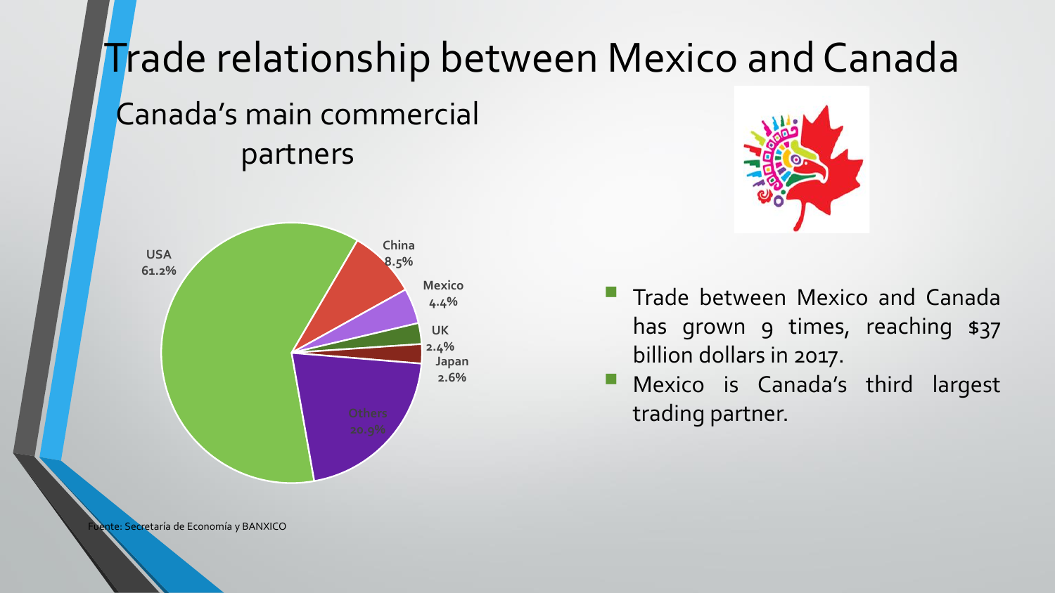# Trade relationship between Mexico and Canada

## Canada's main commercial partners

| Partner | Share |
| --- | --- |
| USA | 61.2% |
| China | 8.5% |
| Mexico | 4.4% |
| UK | 2.4% |
| Japan | 2.6% |
| Others | 20.9% |

- Trade between Mexico and Canada has grown 9 times, reaching $37 billion dollars in 2017.
- Mexico is Canada's third largest trading partner.

Fuente: Secretaría de Economía y BANXICO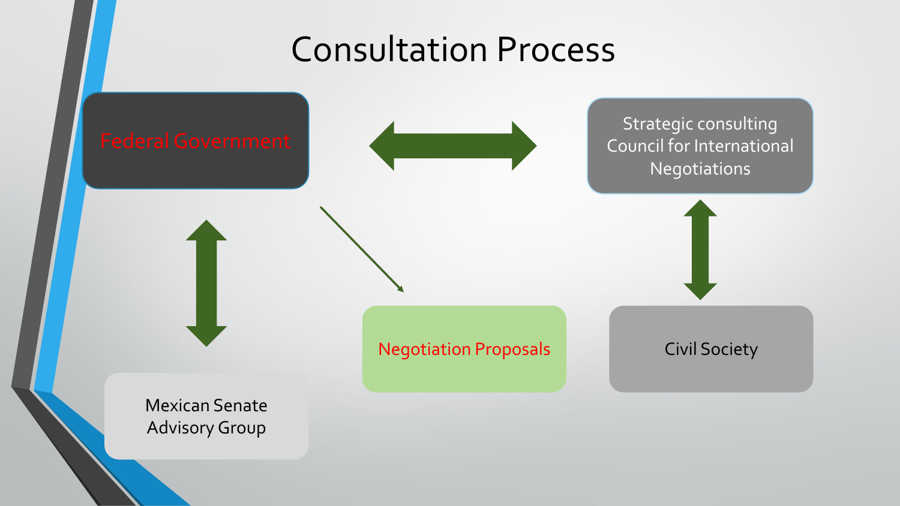# Consultation Process

Federal Government

Strategic consulting Council for International Negotiations

Mexican Senate Advisory Group

Negotiation Proposals

Civil Society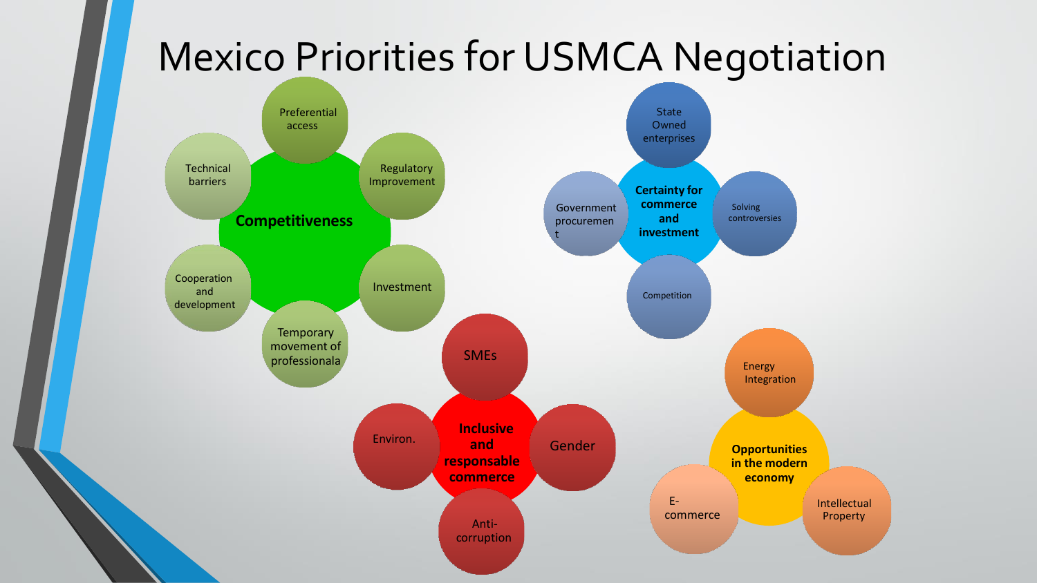# Mexico Priorities for USMCA Negotiation

**Competitiveness**

- Preferential access
- Regulatory Improvement
- Investment
- Temporary movement of professionala
- Cooperation and development
- Technical barriers

**Certainty for commerce and investment**

- State Owned enterprises
- Solving controversies
- Competition
- Government procurement

**Inclusive and responsable commerce**

- SMEs
- Gender
- Anti-corruption
- Environ.

**Opportunities in the modern economy**

- Energy Integration
- Intellectual Property
- E-commerce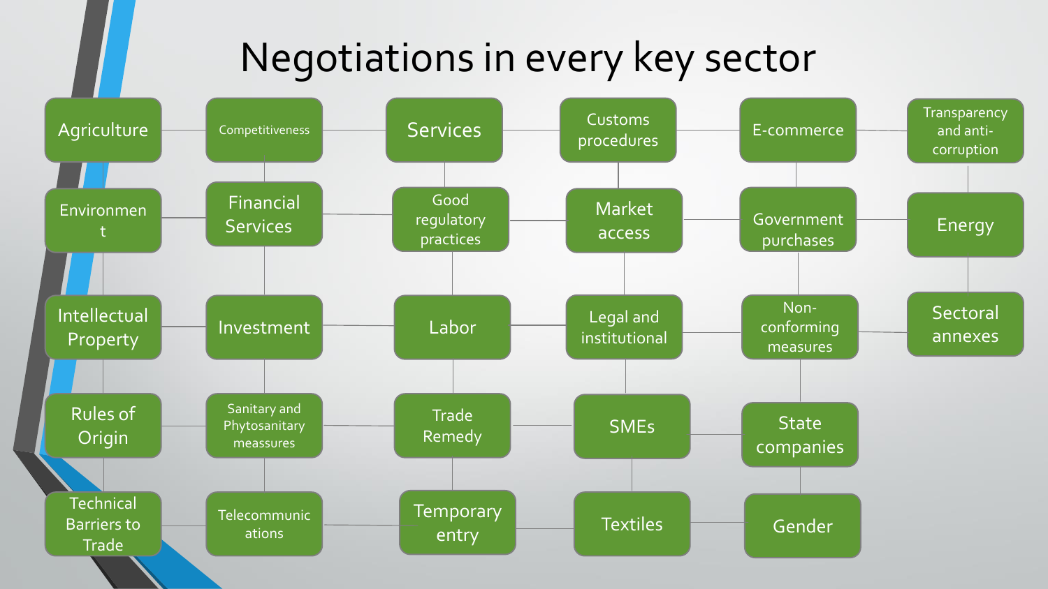# Negotiations in every key sector

- Agriculture
- Competitiveness
- Services
- Customs procedures
- E-commerce
- Transparency and anti-corruption
- Environment
- Financial Services
- Good regulatory practices
- Market access
- Government purchases
- Energy
- Intellectual Property
- Investment
- Labor
- Legal and institutional
- Non-conforming measures
- Sectoral annexes
- Rules of Origin
- Sanitary and Phytosanitary meassures
- Trade Remedy
- SMEs
- State companies
- Technical Barriers to Trade
- Telecommunications
- Temporary entry
- Textiles
- Gender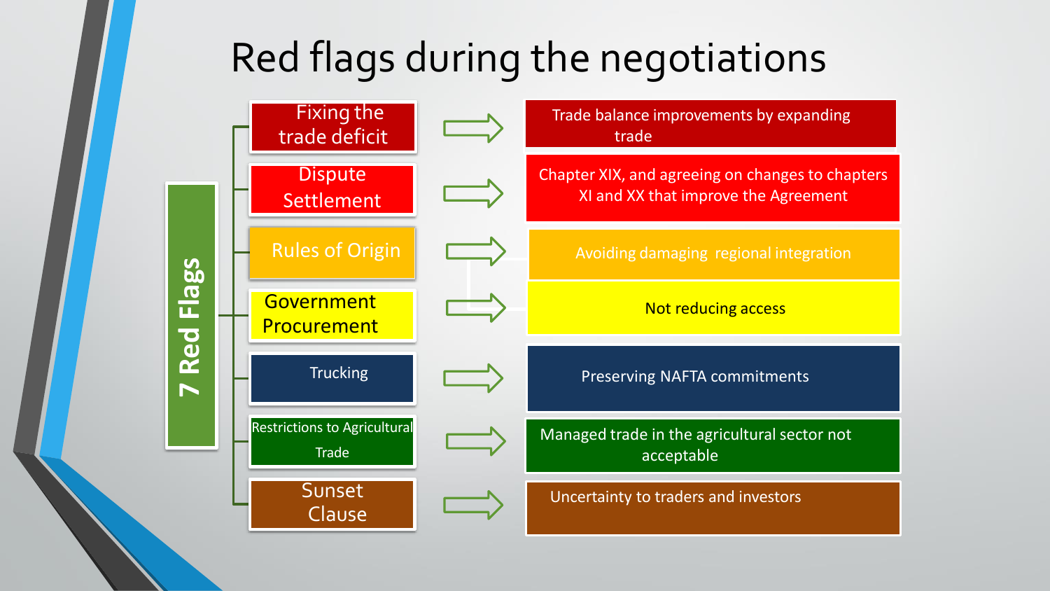# Red flags during the negotiations

**7 Red Flags**

| Red Flag | Position |
| --- | --- |
| Fixing the trade deficit | Trade balance improvements by expanding trade |
| Dispute Settlement | Chapter XIX, and agreeing on changes to chapters XI and XX that improve the Agreement |
| Rules of Origin | Avoiding damaging regional integration |
| Government Procurement | Not reducing access |
| Trucking | Preserving NAFTA commitments |
| Restrictions to Agricultural Trade | Managed trade in the agricultural sector not acceptable |
| Sunset Clause | Uncertainty to traders and investors |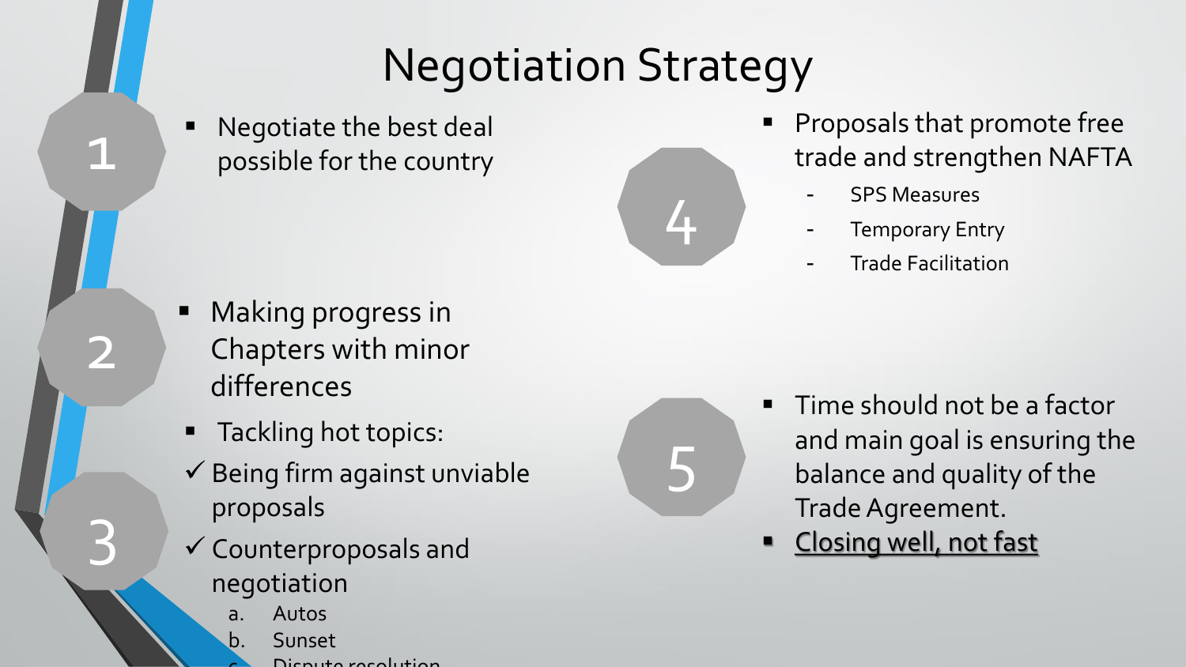# Negotiation Strategy

1

- Negotiate the best deal possible for the country

2

- Making progress in Chapters with minor differences

3

- Tackling hot topics:

✓ Being firm against unviable proposals

✓ Counterproposals and negotiation

a. Autos
b. Sunset
c. Dispute resolution

4

- Proposals that promote free trade and strengthen NAFTA
  - SPS Measures
  - Temporary Entry
  - Trade Facilitation

5

- Time should not be a factor and main goal is ensuring the balance and quality of the Trade Agreement.
- <u>Closing well, not fast</u>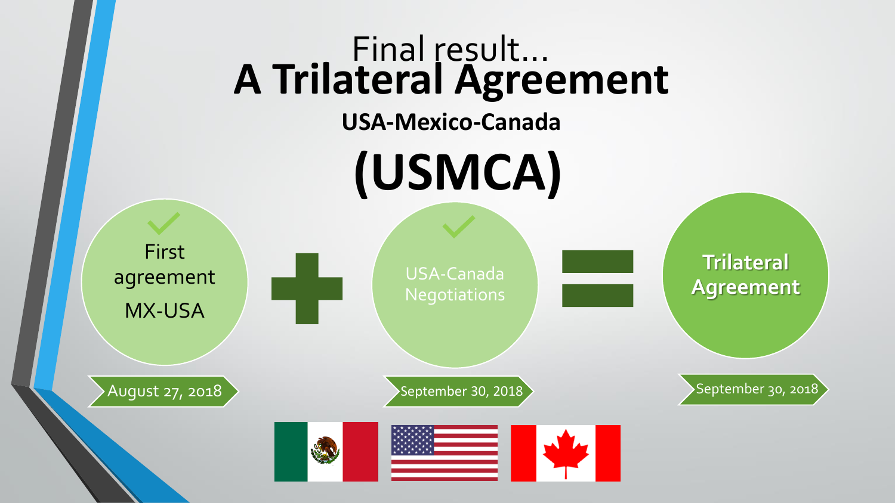# Final result…
# A Trilateral Agreement

## USA-Mexico-Canada

# (USMCA)

- First agreement MX-USA — August 27, 2018
- \+ USA-Canada Negotiations — September 30, 2018
- \= Trilateral Agreement — September 30, 2018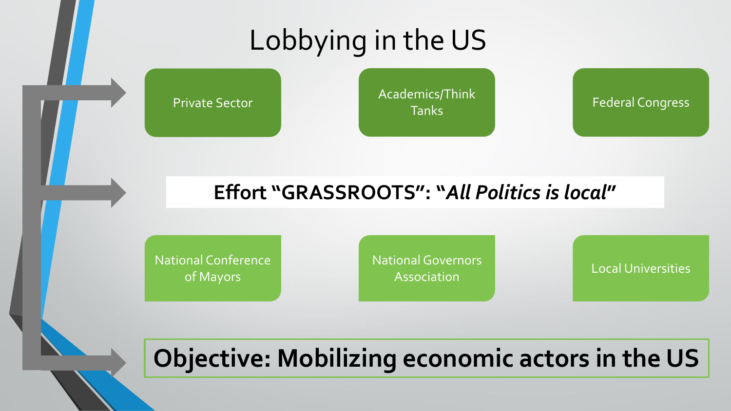# Lobbying in the US

- Private Sector
- Academics/Think Tanks
- Federal Congress

**Effort "GRASSROOTS": "*All Politics is local*"**

- National Conference of Mayors
- National Governors Association
- Local Universities

**Objective: Mobilizing economic actors in the US**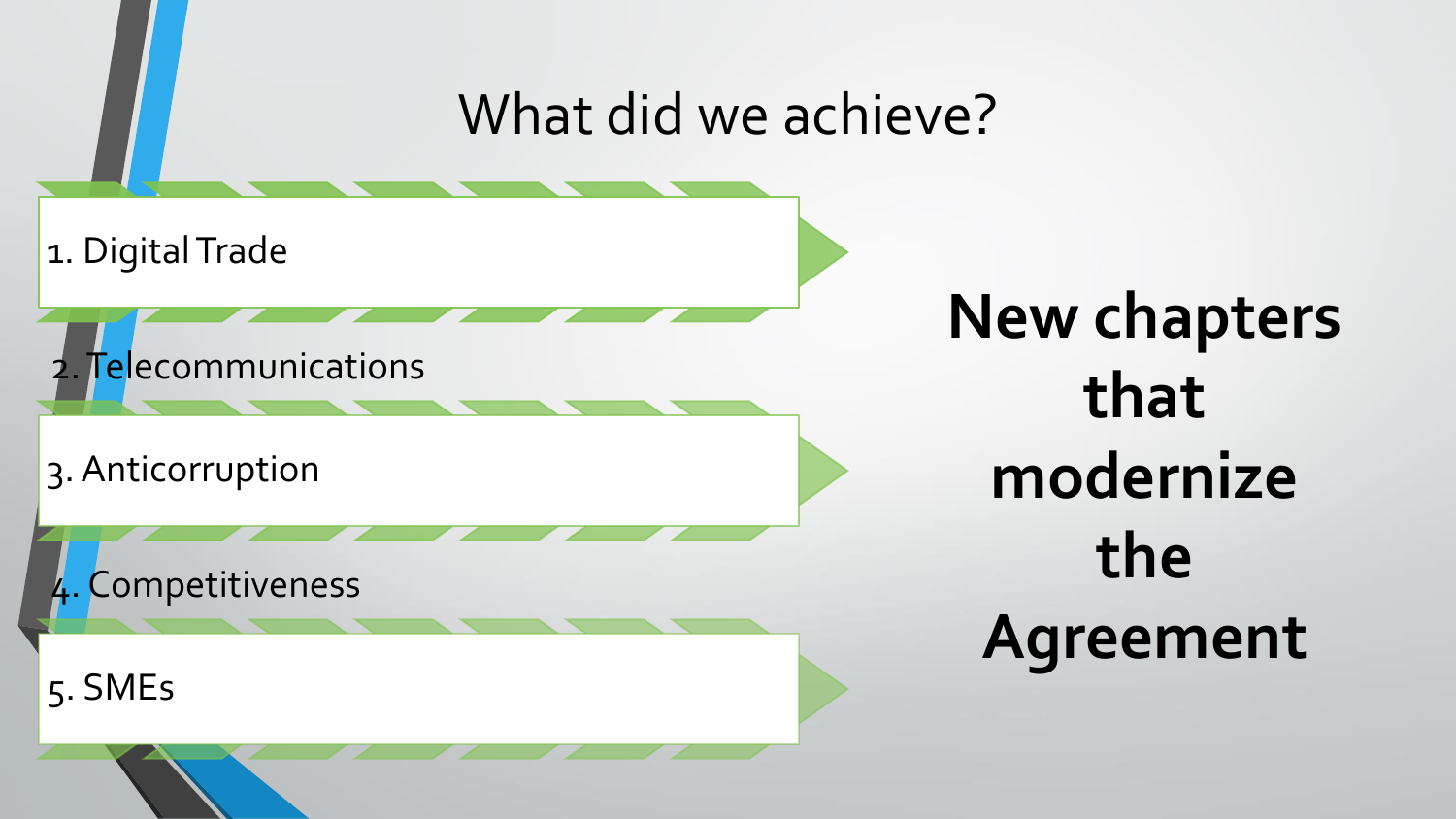# What did we achieve?

1. Digital Trade
2. Telecommunications
3. Anticorruption
4. Competitiveness
5. SMEs

**New chapters that modernize the Agreement**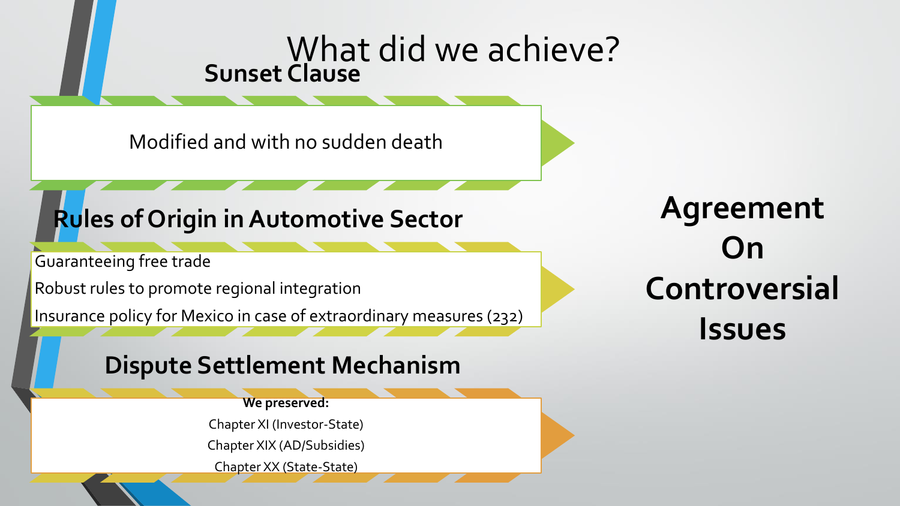# What did we achieve?

## Sunset Clause

Modified and with no sudden death

## Rules of Origin in Automotive Sector

- Guaranteeing free trade
- Robust rules to promote regional integration
- Insurance policy for Mexico in case of extraordinary measures (232)

## Dispute Settlement Mechanism

**We preserved:**

- Chapter XI (Investor-State)
- Chapter XIX (AD/Subsidies)
- Chapter XX (State-State)

**Agreement On Controversial Issues**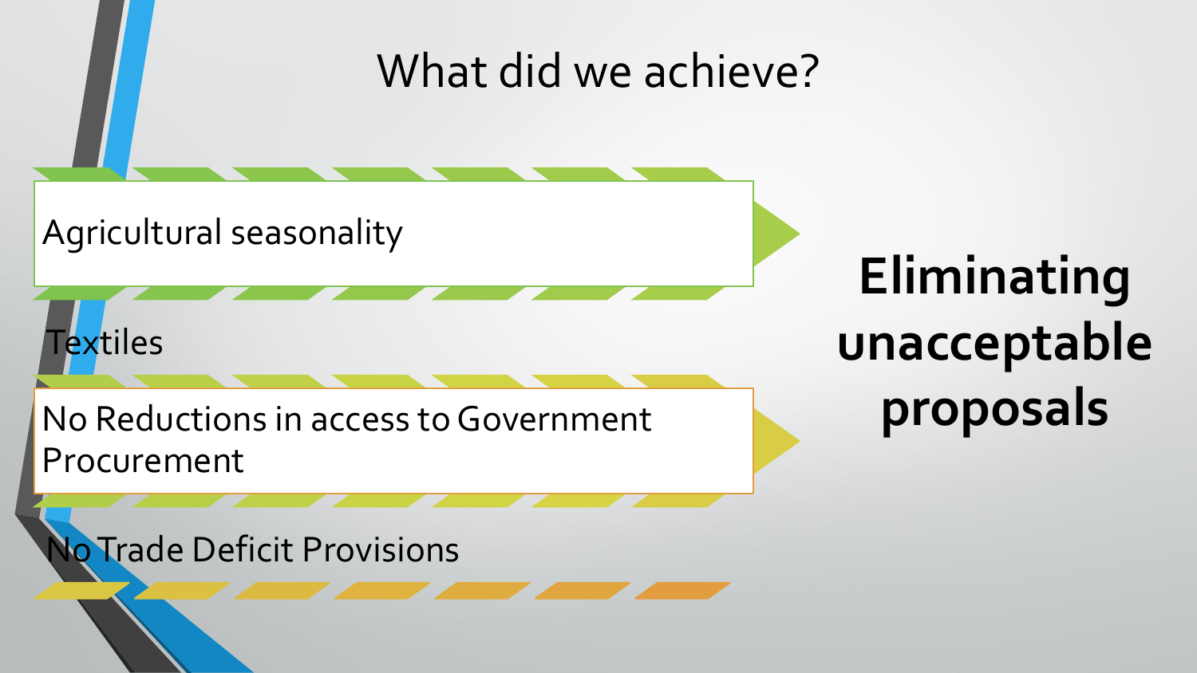# What did we achieve?

- Agricultural seasonality
- Textiles
- No Reductions in access to Government Procurement
- No Trade Deficit Provisions

**Eliminating unacceptable proposals**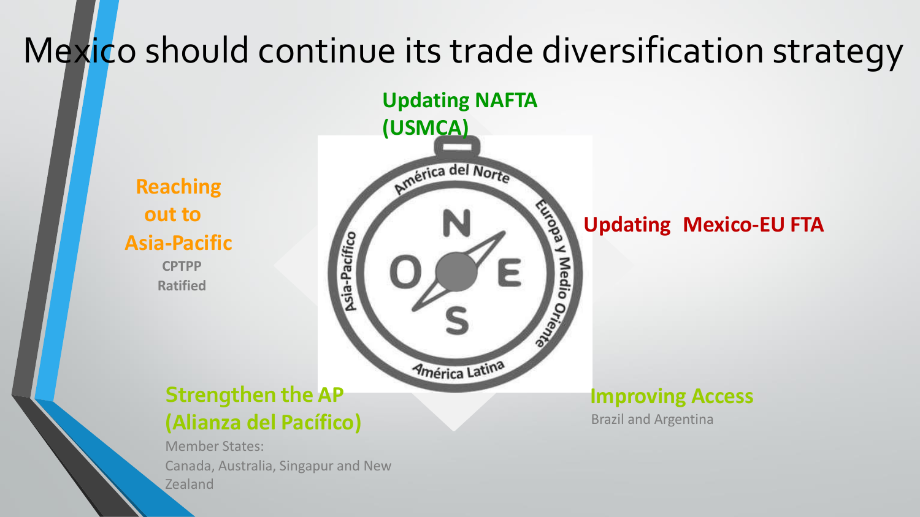# Mexico should continue its trade diversification strategy

**Updating NAFTA (USMCA)**

**Reaching out to Asia-Pacific**

**CPTPP Ratified**

**Updating Mexico-EU FTA**

**Strengthen the AP (Alianza del Pacífico)**

Member States:
Canada, Australia, Singapur and New Zealand

**Improving Access**

Brazil and Argentina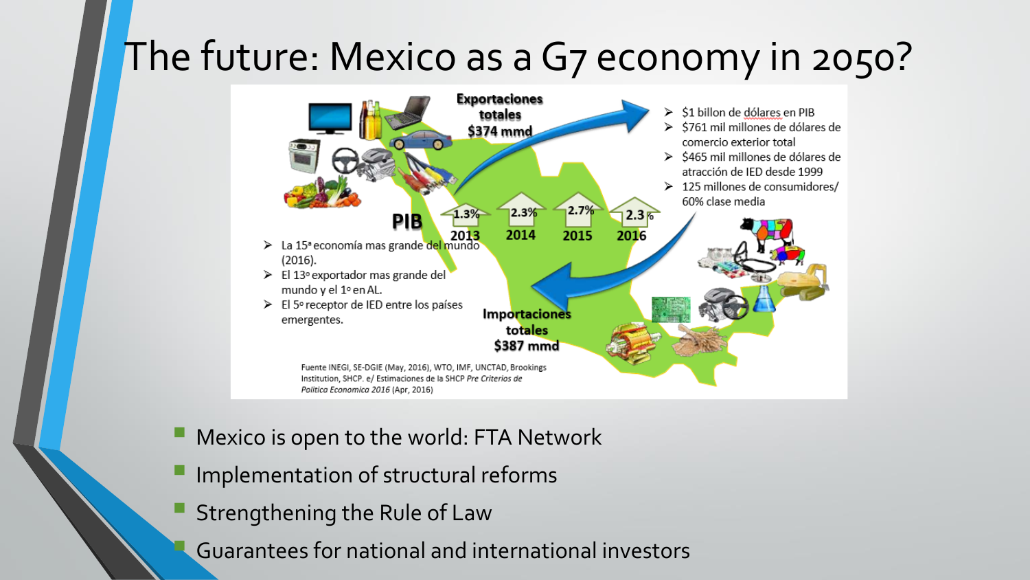# The future: Mexico as a G7 economy in 2050?

**Exportaciones totales $374 mmd**

- $1 billon de dólares en PIB
- $761 mil millones de dólares de comercio exterior total
- $465 mil millones de dólares de atracción de IED desde 1999
- 125 millones de consumidores/ 60% clase media

**PIB**

| 2013 | 2014 | 2015 | 2016 |
|---|---|---|---|
| 1.3% | 2.3% | 2.7% | 2.3% |

- La 15ª economía mas grande del mundo (2016).
- El 13º exportador mas grande del mundo y el 1º en AL.
- El 5º receptor de IED entre los países emergentes.

**Importaciones totales $387 mmd**

Fuente INEGI, SE-DGIE (May, 2016), WTO, IMF, UNCTAD, Brookings Institution, SHCP. e/ Estimaciones de la SHCP *Pre Criterios de Politica Economica 2016* (Apr, 2016)

- Mexico is open to the world: FTA Network
- Implementation of structural reforms
- Strengthening the Rule of Law
- Guarantees for national and international investors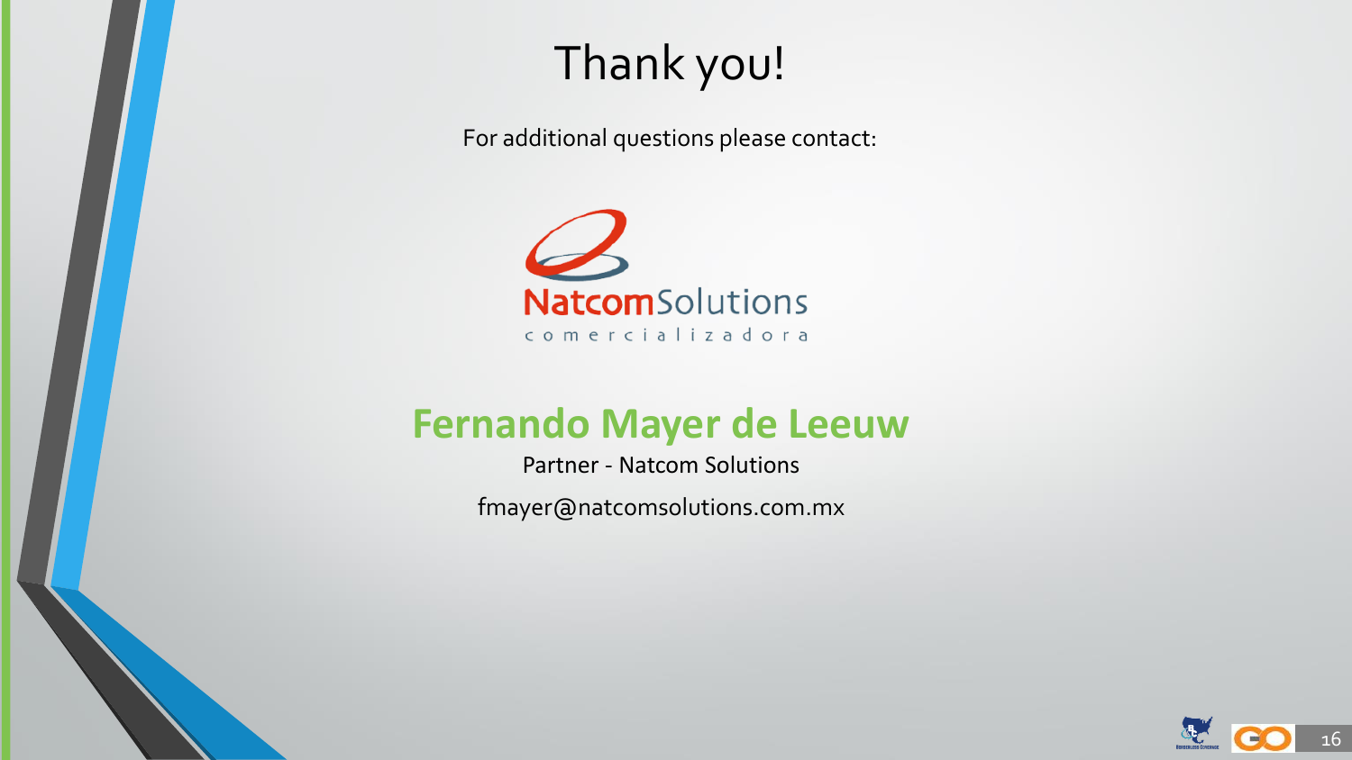# Thank you!

For additional questions please contact:

NatcomSolutions
comercializadora

## Fernando Mayer de Leeuw

Partner - Natcom Solutions

fmayer@natcomsolutions.com.mx